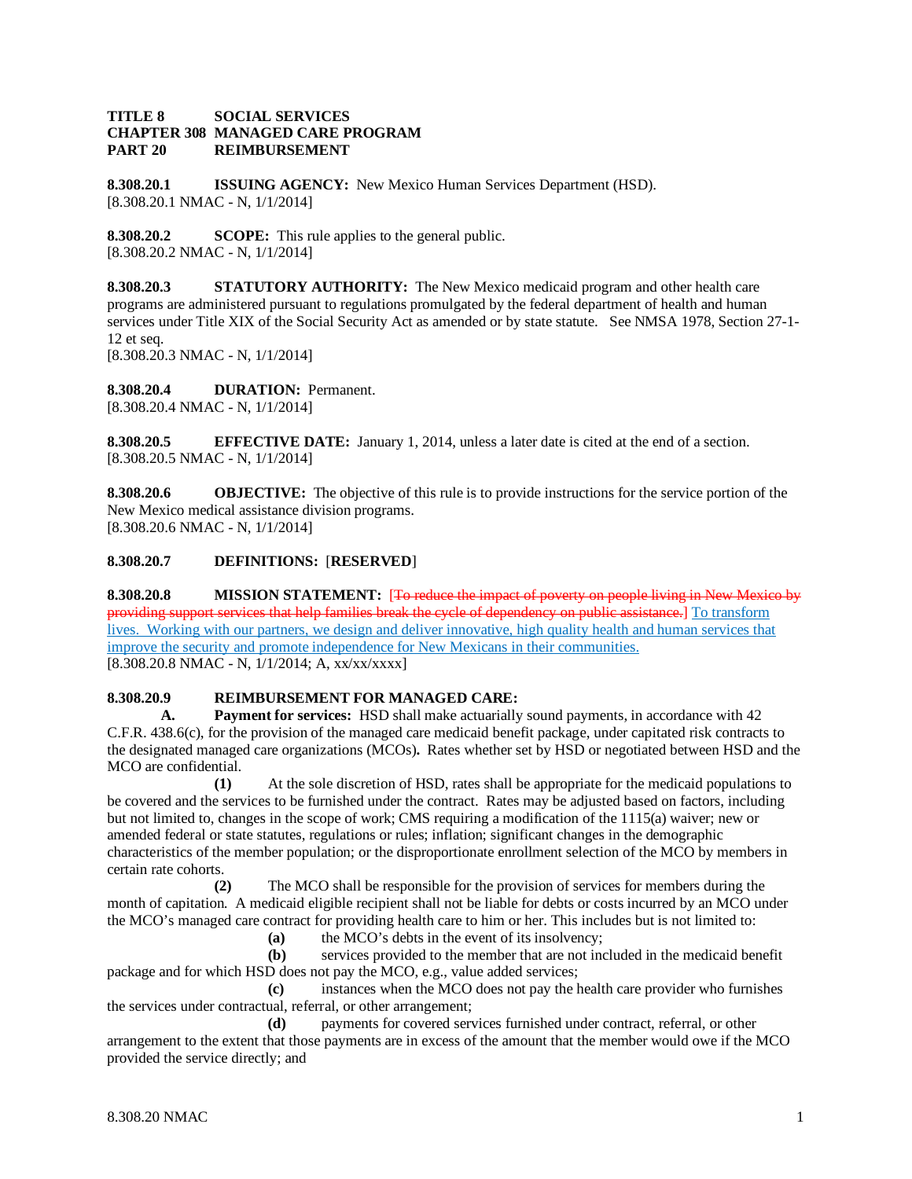**TITLE 8 SOCIAL SERVICES**
**CHAPTER 308 MANAGED CARE PROGRAM**
**PART 20 REIMBURSEMENT**

**8.308.20.1 ISSUING AGENCY:** New Mexico Human Services Department (HSD).
[8.308.20.1 NMAC - N, 1/1/2014]

**8.308.20.2 SCOPE:** This rule applies to the general public.
[8.308.20.2 NMAC - N, 1/1/2014]

**8.308.20.3 STATUTORY AUTHORITY:** The New Mexico medicaid program and other health care programs are administered pursuant to regulations promulgated by the federal department of health and human services under Title XIX of the Social Security Act as amended or by state statute. See NMSA 1978, Section 27-1-12 et seq.
[8.308.20.3 NMAC - N, 1/1/2014]

**8.308.20.4 DURATION:** Permanent.
[8.308.20.4 NMAC - N, 1/1/2014]

**8.308.20.5 EFFECTIVE DATE:** January 1, 2014, unless a later date is cited at the end of a section.
[8.308.20.5 NMAC - N, 1/1/2014]

**8.308.20.6 OBJECTIVE:** The objective of this rule is to provide instructions for the service portion of the New Mexico medical assistance division programs.
[8.308.20.6 NMAC - N, 1/1/2014]

**8.308.20.7 DEFINITIONS:** [**RESERVED**]

**8.308.20.8 MISSION STATEMENT:** [~~To reduce the impact of poverty on people living in New Mexico by providing support services that help families break the cycle of dependency on public assistance.~~] To transform lives. Working with our partners, we design and deliver innovative, high quality health and human services that improve the security and promote independence for New Mexicans in their communities.
[8.308.20.8 NMAC - N, 1/1/2014; A, xx/xx/xxxx]

**8.308.20.9 REIMBURSEMENT FOR MANAGED CARE:**

**A. Payment for services:** HSD shall make actuarially sound payments, in accordance with 42 C.F.R. 438.6(c), for the provision of the managed care medicaid benefit package, under capitated risk contracts to the designated managed care organizations (MCOs)**.** Rates whether set by HSD or negotiated between HSD and the MCO are confidential.

**(1)** At the sole discretion of HSD, rates shall be appropriate for the medicaid populations to be covered and the services to be furnished under the contract. Rates may be adjusted based on factors, including but not limited to, changes in the scope of work; CMS requiring a modification of the 1115(a) waiver; new or amended federal or state statutes, regulations or rules; inflation; significant changes in the demographic characteristics of the member population; or the disproportionate enrollment selection of the MCO by members in certain rate cohorts.

**(2)** The MCO shall be responsible for the provision of services for members during the month of capitation. A medicaid eligible recipient shall not be liable for debts or costs incurred by an MCO under the MCO's managed care contract for providing health care to him or her. This includes but is not limited to:

**(a)** the MCO's debts in the event of its insolvency;

**(b)** services provided to the member that are not included in the medicaid benefit package and for which HSD does not pay the MCO, e.g., value added services;

**(c)** instances when the MCO does not pay the health care provider who furnishes the services under contractual, referral, or other arrangement;

**(d)** payments for covered services furnished under contract, referral, or other arrangement to the extent that those payments are in excess of the amount that the member would owe if the MCO provided the service directly; and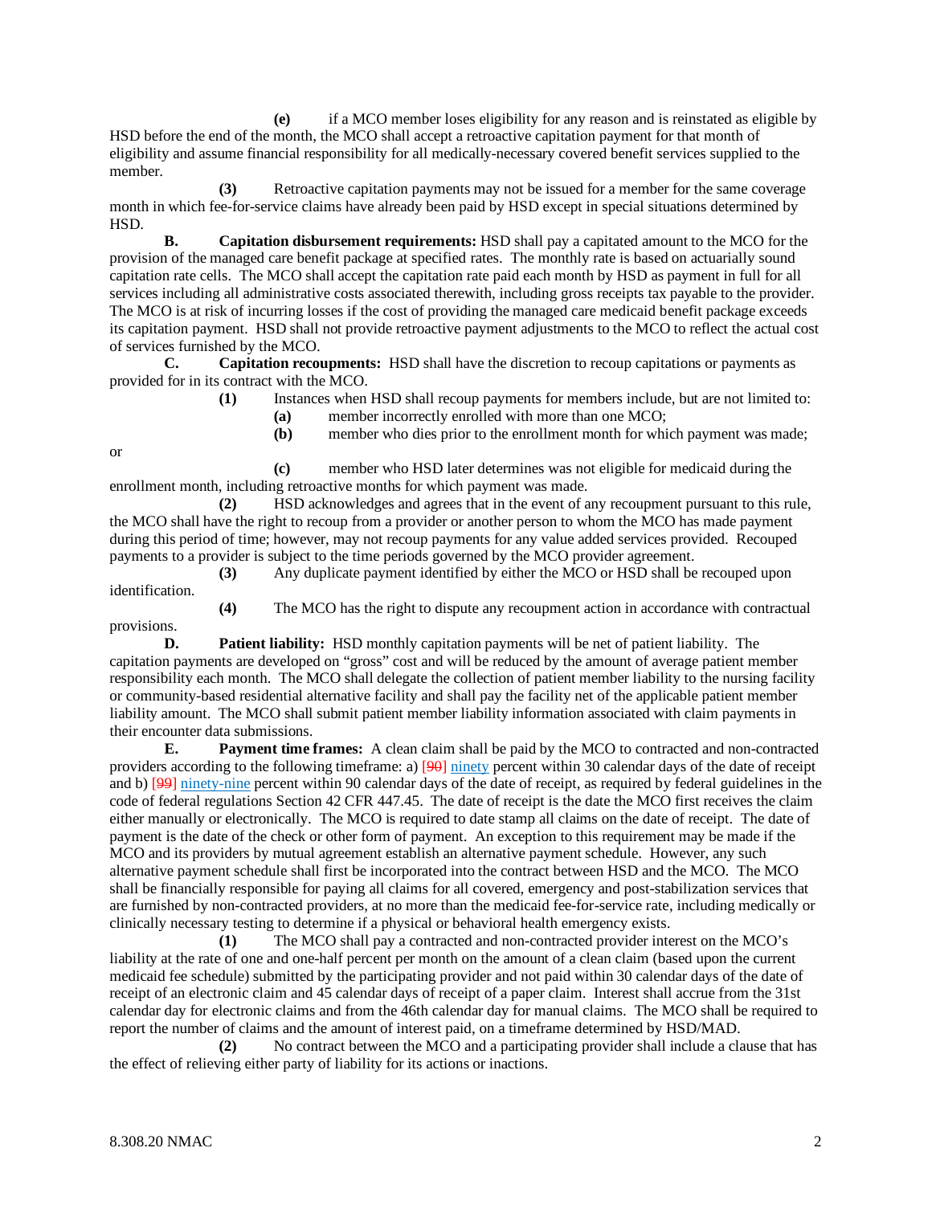**(e)** if a MCO member loses eligibility for any reason and is reinstated as eligible by HSD before the end of the month, the MCO shall accept a retroactive capitation payment for that month of eligibility and assume financial responsibility for all medically-necessary covered benefit services supplied to the member.

**(3)** Retroactive capitation payments may not be issued for a member for the same coverage month in which fee-for-service claims have already been paid by HSD except in special situations determined by HSD.

**B. Capitation disbursement requirements:** HSD shall pay a capitated amount to the MCO for the provision of the managed care benefit package at specified rates. The monthly rate is based on actuarially sound capitation rate cells. The MCO shall accept the capitation rate paid each month by HSD as payment in full for all services including all administrative costs associated therewith, including gross receipts tax payable to the provider. The MCO is at risk of incurring losses if the cost of providing the managed care medicaid benefit package exceeds its capitation payment. HSD shall not provide retroactive payment adjustments to the MCO to reflect the actual cost of services furnished by the MCO.

**C. Capitation recoupments:** HSD shall have the discretion to recoup capitations or payments as provided for in its contract with the MCO.

**(1)** Instances when HSD shall recoup payments for members include, but are not limited to:

**(a)** member incorrectly enrolled with more than one MCO;

**(b)** member who dies prior to the enrollment month for which payment was made; or

**(c)** member who HSD later determines was not eligible for medicaid during the enrollment month, including retroactive months for which payment was made.

**(2)** HSD acknowledges and agrees that in the event of any recoupment pursuant to this rule, the MCO shall have the right to recoup from a provider or another person to whom the MCO has made payment during this period of time; however, may not recoup payments for any value added services provided. Recouped payments to a provider is subject to the time periods governed by the MCO provider agreement.

**(3)** Any duplicate payment identified by either the MCO or HSD shall be recouped upon identification.

**(4)** The MCO has the right to dispute any recoupment action in accordance with contractual provisions.

**D. Patient liability:** HSD monthly capitation payments will be net of patient liability. The capitation payments are developed on "gross" cost and will be reduced by the amount of average patient member responsibility each month. The MCO shall delegate the collection of patient member liability to the nursing facility or community-based residential alternative facility and shall pay the facility net of the applicable patient member liability amount. The MCO shall submit patient member liability information associated with claim payments in their encounter data submissions.

**E. Payment time frames:** A clean claim shall be paid by the MCO to contracted and non-contracted providers according to the following timeframe: a) [~~90~~] ninety percent within 30 calendar days of the date of receipt and b) [~~99~~] ninety-nine percent within 90 calendar days of the date of receipt, as required by federal guidelines in the code of federal regulations Section 42 CFR 447.45. The date of receipt is the date the MCO first receives the claim either manually or electronically. The MCO is required to date stamp all claims on the date of receipt. The date of payment is the date of the check or other form of payment. An exception to this requirement may be made if the MCO and its providers by mutual agreement establish an alternative payment schedule. However, any such alternative payment schedule shall first be incorporated into the contract between HSD and the MCO. The MCO shall be financially responsible for paying all claims for all covered, emergency and post-stabilization services that are furnished by non-contracted providers, at no more than the medicaid fee-for-service rate, including medically or clinically necessary testing to determine if a physical or behavioral health emergency exists.

**(1)** The MCO shall pay a contracted and non-contracted provider interest on the MCO's liability at the rate of one and one-half percent per month on the amount of a clean claim (based upon the current medicaid fee schedule) submitted by the participating provider and not paid within 30 calendar days of the date of receipt of an electronic claim and 45 calendar days of receipt of a paper claim. Interest shall accrue from the 31st calendar day for electronic claims and from the 46th calendar day for manual claims. The MCO shall be required to report the number of claims and the amount of interest paid, on a timeframe determined by HSD/MAD.

**(2)** No contract between the MCO and a participating provider shall include a clause that has the effect of relieving either party of liability for its actions or inactions.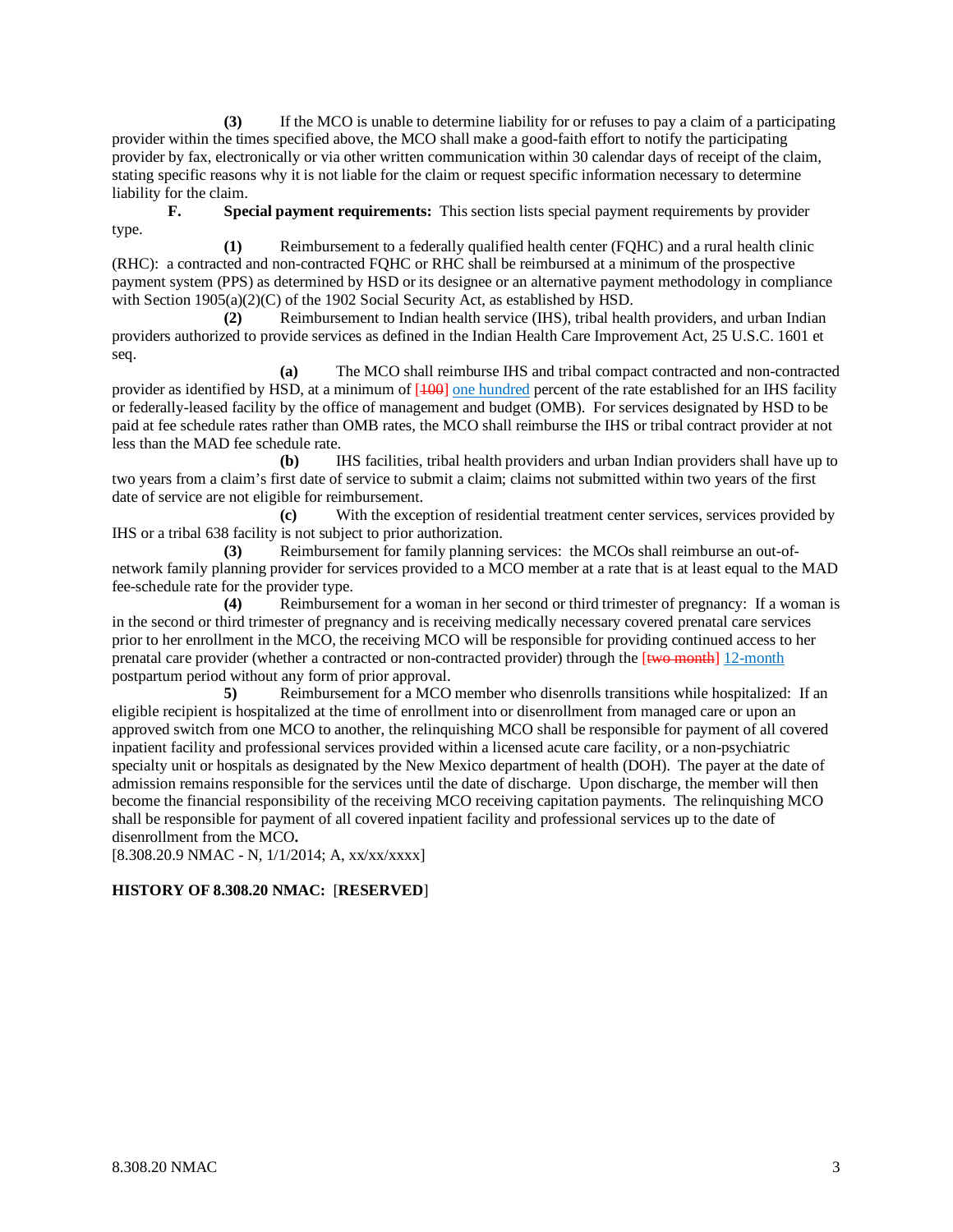**(3)** If the MCO is unable to determine liability for or refuses to pay a claim of a participating provider within the times specified above, the MCO shall make a good-faith effort to notify the participating provider by fax, electronically or via other written communication within 30 calendar days of receipt of the claim, stating specific reasons why it is not liable for the claim or request specific information necessary to determine liability for the claim.

**F. Special payment requirements:** This section lists special payment requirements by provider type.

**(1)** Reimbursement to a federally qualified health center (FQHC) and a rural health clinic (RHC): a contracted and non-contracted FQHC or RHC shall be reimbursed at a minimum of the prospective payment system (PPS) as determined by HSD or its designee or an alternative payment methodology in compliance with Section 1905(a)(2)(C) of the 1902 Social Security Act, as established by HSD.

**(2)** Reimbursement to Indian health service (IHS), tribal health providers, and urban Indian providers authorized to provide services as defined in the Indian Health Care Improvement Act, 25 U.S.C. 1601 et seq.

**(a)** The MCO shall reimburse IHS and tribal compact contracted and non-contracted provider as identified by HSD, at a minimum of [~~100~~] one hundred percent of the rate established for an IHS facility or federally-leased facility by the office of management and budget (OMB). For services designated by HSD to be paid at fee schedule rates rather than OMB rates, the MCO shall reimburse the IHS or tribal contract provider at not less than the MAD fee schedule rate.

**(b)** IHS facilities, tribal health providers and urban Indian providers shall have up to two years from a claim's first date of service to submit a claim; claims not submitted within two years of the first date of service are not eligible for reimbursement.

**(c)** With the exception of residential treatment center services, services provided by IHS or a tribal 638 facility is not subject to prior authorization.

**(3)** Reimbursement for family planning services: the MCOs shall reimburse an out-of-network family planning provider for services provided to a MCO member at a rate that is at least equal to the MAD fee-schedule rate for the provider type.

**(4)** Reimbursement for a woman in her second or third trimester of pregnancy: If a woman is in the second or third trimester of pregnancy and is receiving medically necessary covered prenatal care services prior to her enrollment in the MCO, the receiving MCO will be responsible for providing continued access to her prenatal care provider (whether a contracted or non-contracted provider) through the [~~two month~~] 12-month postpartum period without any form of prior approval.

**5)** Reimbursement for a MCO member who disenrolls transitions while hospitalized: If an eligible recipient is hospitalized at the time of enrollment into or disenrollment from managed care or upon an approved switch from one MCO to another, the relinquishing MCO shall be responsible for payment of all covered inpatient facility and professional services provided within a licensed acute care facility, or a non-psychiatric specialty unit or hospitals as designated by the New Mexico department of health (DOH). The payer at the date of admission remains responsible for the services until the date of discharge. Upon discharge, the member will then become the financial responsibility of the receiving MCO receiving capitation payments. The relinquishing MCO shall be responsible for payment of all covered inpatient facility and professional services up to the date of disenrollment from the MCO**.**

[8.308.20.9 NMAC - N, 1/1/2014; A, xx/xx/xxxx]

**HISTORY OF 8.308.20 NMAC:** [**RESERVED**]